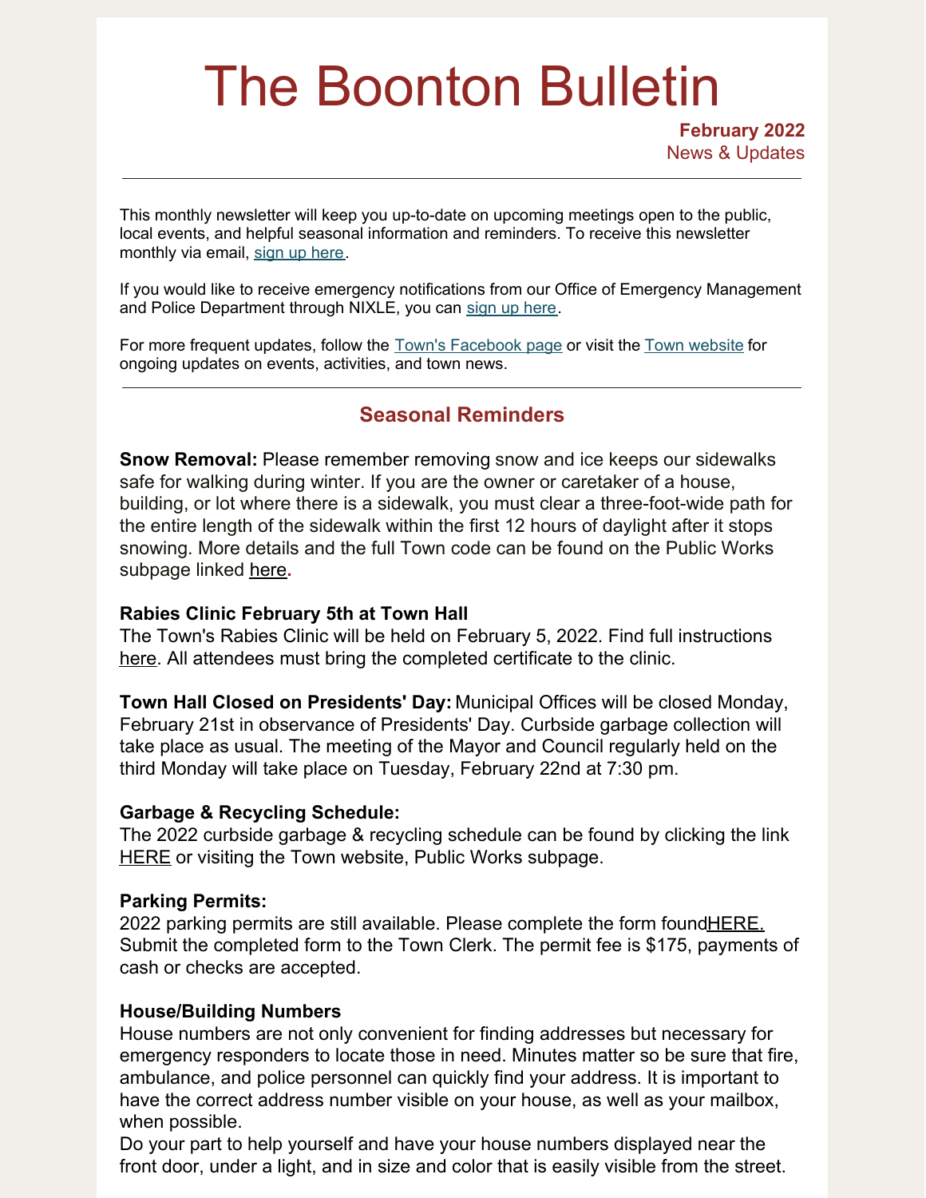# The Boonton Bulletin

**February 2022**
News & Updates

---

This monthly newsletter will keep you up-to-date on upcoming meetings open to the public, local events, and helpful seasonal information and reminders. To receive this newsletter monthly via email, sign up here.

If you would like to receive emergency notifications from our Office of Emergency Management and Police Department through NIXLE, you can sign up here.

For more frequent updates, follow the Town's Facebook page or visit the Town website for ongoing updates on events, activities, and town news.

---

## Seasonal Reminders

**Snow Removal:** Please remember removing snow and ice keeps our sidewalks safe for walking during winter. If you are the owner or caretaker of a house, building, or lot where there is a sidewalk, you must clear a three-foot-wide path for the entire length of the sidewalk within the first 12 hours of daylight after it stops snowing. More details and the full Town code can be found on the Public Works subpage linked here.

**Rabies Clinic February 5th at Town Hall**
The Town's Rabies Clinic will be held on February 5, 2022. Find full instructions here. All attendees must bring the completed certificate to the clinic.

**Town Hall Closed on Presidents' Day:** Municipal Offices will be closed Monday, February 21st in observance of Presidents' Day. Curbside garbage collection will take place as usual. The meeting of the Mayor and Council regularly held on the third Monday will take place on Tuesday, February 22nd at 7:30 pm.

**Garbage & Recycling Schedule:**
The 2022 curbside garbage & recycling schedule can be found by clicking the link HERE or visiting the Town website, Public Works subpage.

**Parking Permits:**
2022 parking permits are still available. Please complete the form found HERE. Submit the completed form to the Town Clerk. The permit fee is $175, payments of cash or checks are accepted.

**House/Building Numbers**
House numbers are not only convenient for finding addresses but necessary for emergency responders to locate those in need. Minutes matter so be sure that fire, ambulance, and police personnel can quickly find your address. It is important to have the correct address number visible on your house, as well as your mailbox, when possible.
Do your part to help yourself and have your house numbers displayed near the front door, under a light, and in size and color that is easily visible from the street.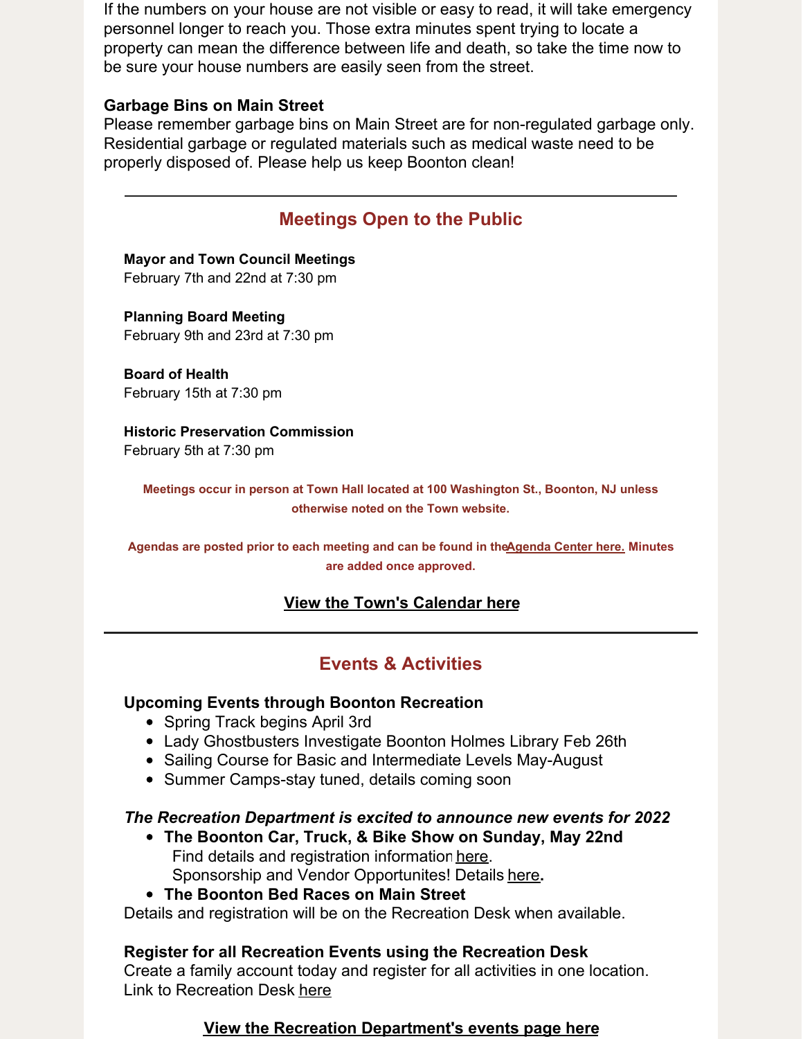If the numbers on your house are not visible or easy to read, it will take emergency personnel longer to reach you. Those extra minutes spent trying to locate a property can mean the difference between life and death, so take the time now to be sure your house numbers are easily seen from the street.

**Garbage Bins on Main Street**
Please remember garbage bins on Main Street are for non-regulated garbage only. Residential garbage or regulated materials such as medical waste need to be properly disposed of. Please help us keep Boonton clean!

---

## Meetings Open to the Public

**Mayor and Town Council Meetings**
February 7th and 22nd at 7:30 pm

**Planning Board Meeting**
February 9th and 23rd at 7:30 pm

**Board of Health**
February 15th at 7:30 pm

**Historic Preservation Commission**
February 5th at 7:30 pm

**Meetings occur in person at Town Hall located at 100 Washington St., Boonton, NJ unless otherwise noted on the Town website.**

**Agendas are posted prior to each meeting and can be found in the Agenda Center here. Minutes are added once approved.**

**View the Town's Calendar here**

---

## Events & Activities

**Upcoming Events through Boonton Recreation**

- Spring Track begins April 3rd
- Lady Ghostbusters Investigate Boonton Holmes Library Feb 26th
- Sailing Course for Basic and Intermediate Levels May-August
- Summer Camps-stay tuned, details coming soon

***The Recreation Department is excited to announce new events for 2022***

- **The Boonton Car, Truck, & Bike Show on Sunday, May 22nd**
  Find details and registration information here.
  Sponsorship and Vendor Opportunites! Details here.
- **The Boonton Bed Races on Main Street**

Details and registration will be on the Recreation Desk when available.

**Register for all Recreation Events using the Recreation Desk**
Create a family account today and register for all activities in one location.
Link to Recreation Desk here

**View the Recreation Department's events page here**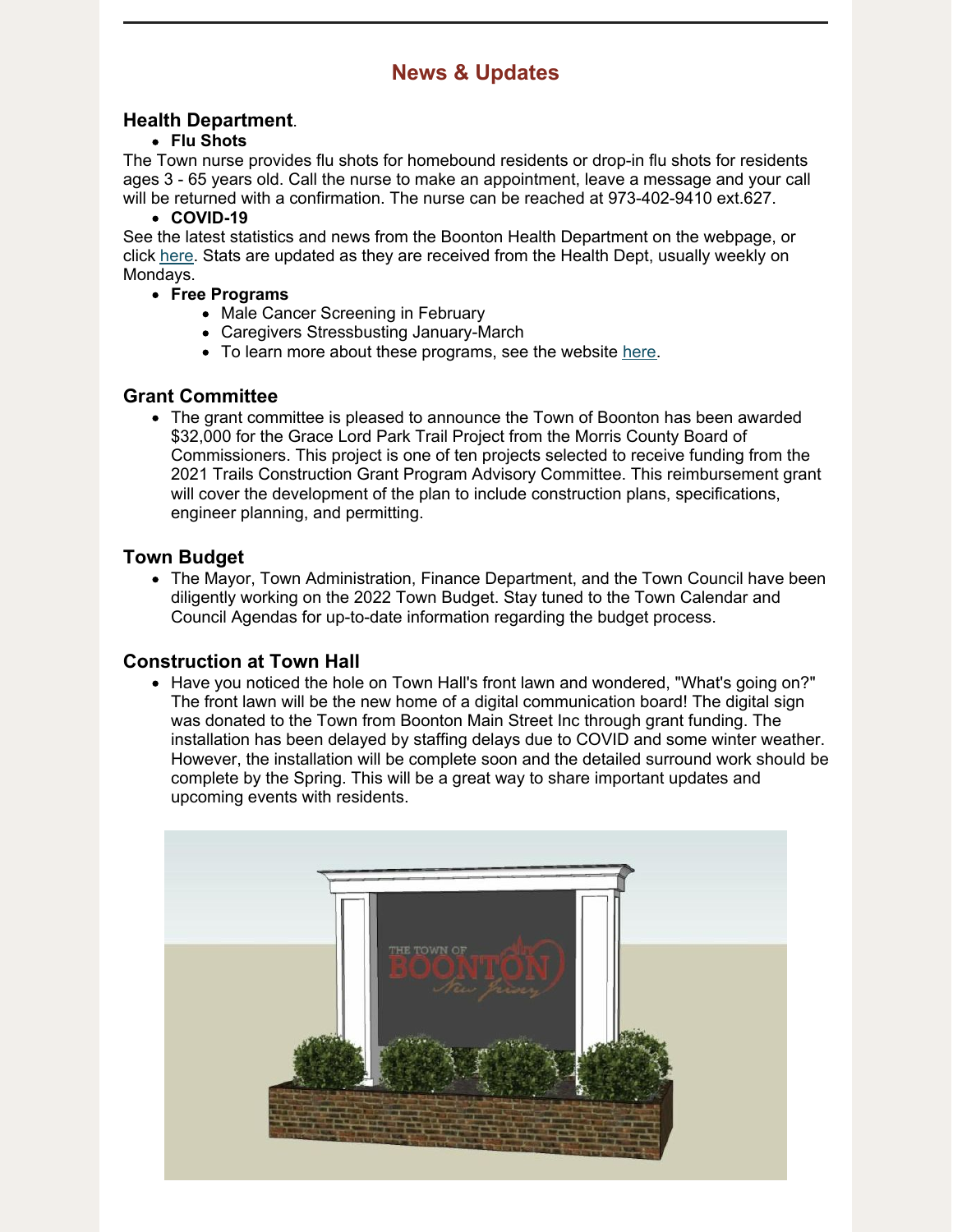## News & Updates

### Health Department.

- **Flu Shots**

The Town nurse provides flu shots for homebound residents or drop-in flu shots for residents ages 3 - 65 years old. Call the nurse to make an appointment, leave a message and your call will be returned with a confirmation. The nurse can be reached at 973-402-9410 ext.627.

- **COVID-19**

See the latest statistics and news from the Boonton Health Department on the webpage, or click here. Stats are updated as they are received from the Health Dept, usually weekly on Mondays.

- **Free Programs**
  - Male Cancer Screening in February
  - Caregivers Stressbusting January-March
  - To learn more about these programs, see the website here.

### Grant Committee

- The grant committee is pleased to announce the Town of Boonton has been awarded $32,000 for the Grace Lord Park Trail Project from the Morris County Board of Commissioners. This project is one of ten projects selected to receive funding from the 2021 Trails Construction Grant Program Advisory Committee. This reimbursement grant will cover the development of the plan to include construction plans, specifications, engineer planning, and permitting.

### Town Budget

- The Mayor, Town Administration, Finance Department, and the Town Council have been diligently working on the 2022 Town Budget. Stay tuned to the Town Calendar and Council Agendas for up-to-date information regarding the budget process.

### Construction at Town Hall

- Have you noticed the hole on Town Hall's front lawn and wondered, "What's going on?" The front lawn will be the new home of a digital communication board! The digital sign was donated to the Town from Boonton Main Street Inc through grant funding. The installation has been delayed by staffing delays due to COVID and some winter weather. However, the installation will be complete soon and the detailed surround work should be complete by the Spring. This will be a great way to share important updates and upcoming events with residents.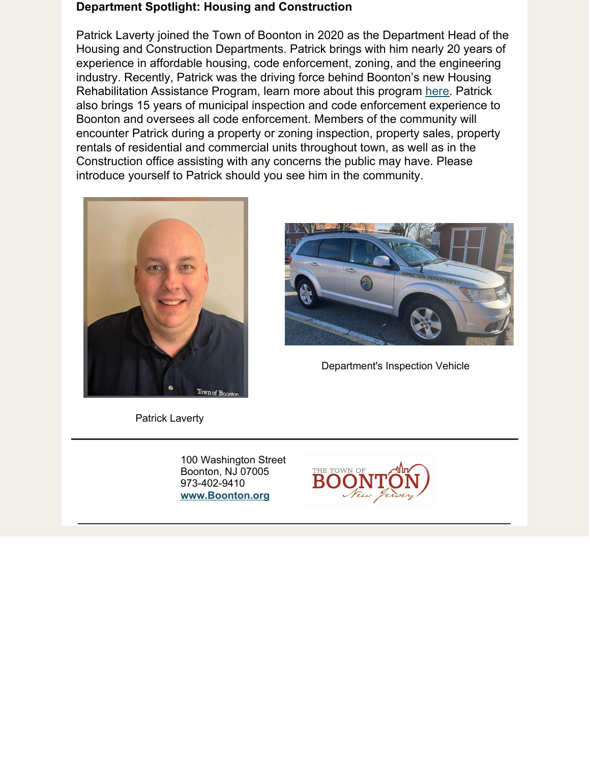**Department Spotlight: Housing and Construction**

Patrick Laverty joined the Town of Boonton in 2020 as the Department Head of the Housing and Construction Departments. Patrick brings with him nearly 20 years of experience in affordable housing, code enforcement, zoning, and the engineering industry. Recently, Patrick was the driving force behind Boonton's new Housing Rehabilitation Assistance Program, learn more about this program here. Patrick also brings 15 years of municipal inspection and code enforcement experience to Boonton and oversees all code enforcement. Members of the community will encounter Patrick during a property or zoning inspection, property sales, property rentals of residential and commercial units throughout town, as well as in the Construction office assisting with any concerns the public may have. Please introduce yourself to Patrick should you see him in the community.

Patrick Laverty

Department's Inspection Vehicle

---

100 Washington Street
Boonton, NJ 07005
973-402-9410
**www.Boonton.org**